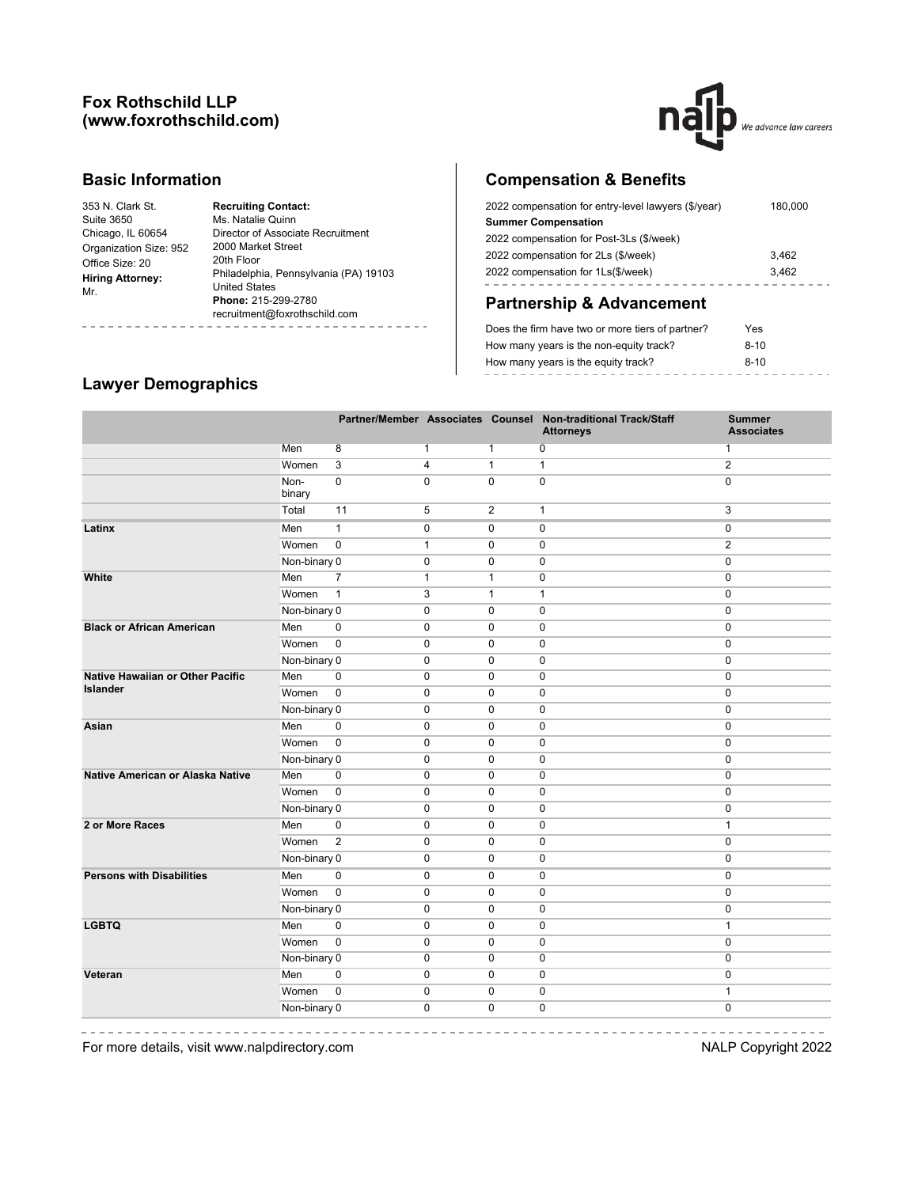# Fox Rothschild LLP (www.foxrothschild.com)

## Basic Information

353 N. Clark St.
Suite 3650
Chicago, IL 60654
Organization Size: 952
Office Size: 20
**Hiring Attorney:**
Mr.

**Recruiting Contact:**
Ms. Natalie Quinn
Director of Associate Recruitment
2000 Market Street
20th Floor
Philadelphia, Pennsylvania (PA) 19103
United States
**Phone:** 215-299-2780
recruitment@foxrothschild.com

## Compensation & Benefits

| | |
|---|---|
| 2022 compensation for entry-level lawyers ($/year) | 180,000 |
| **Summer Compensation** | |
| 2022 compensation for Post-3Ls ($/week) | |
| 2022 compensation for 2Ls ($/week) | 3,462 |
| 2022 compensation for 1Ls($/week) | 3,462 |

## Partnership & Advancement

| | |
|---|---|
| Does the firm have two or more tiers of partner? | Yes |
| How many years is the non-equity track? | 8-10 |
| How many years is the equity track? | 8-10 |

## Lawyer Demographics

| | | Partner/Member | Associates | Counsel | Non-traditional Track/Staff Attorneys | Summer Associates |
|---|---|---|---|---|---|---|
| | Men | 8 | 1 | 1 | 0 | 1 |
| | Women | 3 | 4 | 1 | 1 | 2 |
| | Non-binary | 0 | 0 | 0 | 0 | 0 |
| | Total | 11 | 5 | 2 | 1 | 3 |
| **Latinx** | Men | 1 | 0 | 0 | 0 | 0 |
| | Women | 0 | 1 | 0 | 0 | 2 |
| | Non-binary | 0 | 0 | 0 | 0 | 0 |
| **White** | Men | 7 | 1 | 1 | 0 | 0 |
| | Women | 1 | 3 | 1 | 1 | 0 |
| | Non-binary | 0 | 0 | 0 | 0 | 0 |
| **Black or African American** | Men | 0 | 0 | 0 | 0 | 0 |
| | Women | 0 | 0 | 0 | 0 | 0 |
| | Non-binary | 0 | 0 | 0 | 0 | 0 |
| **Native Hawaiian or Other Pacific Islander** | Men | 0 | 0 | 0 | 0 | 0 |
| | Women | 0 | 0 | 0 | 0 | 0 |
| | Non-binary | 0 | 0 | 0 | 0 | 0 |
| **Asian** | Men | 0 | 0 | 0 | 0 | 0 |
| | Women | 0 | 0 | 0 | 0 | 0 |
| | Non-binary | 0 | 0 | 0 | 0 | 0 |
| **Native American or Alaska Native** | Men | 0 | 0 | 0 | 0 | 0 |
| | Women | 0 | 0 | 0 | 0 | 0 |
| | Non-binary | 0 | 0 | 0 | 0 | 0 |
| **2 or More Races** | Men | 0 | 0 | 0 | 0 | 1 |
| | Women | 2 | 0 | 0 | 0 | 0 |
| | Non-binary | 0 | 0 | 0 | 0 | 0 |
| **Persons with Disabilities** | Men | 0 | 0 | 0 | 0 | 0 |
| | Women | 0 | 0 | 0 | 0 | 0 |
| | Non-binary | 0 | 0 | 0 | 0 | 0 |
| **LGBTQ** | Men | 0 | 0 | 0 | 0 | 1 |
| | Women | 0 | 0 | 0 | 0 | 0 |
| | Non-binary | 0 | 0 | 0 | 0 | 0 |
| **Veteran** | Men | 0 | 0 | 0 | 0 | 0 |
| | Women | 0 | 0 | 0 | 0 | 1 |
| | Non-binary | 0 | 0 | 0 | 0 | 0 |

For more details, visit www.nalpdirectory.com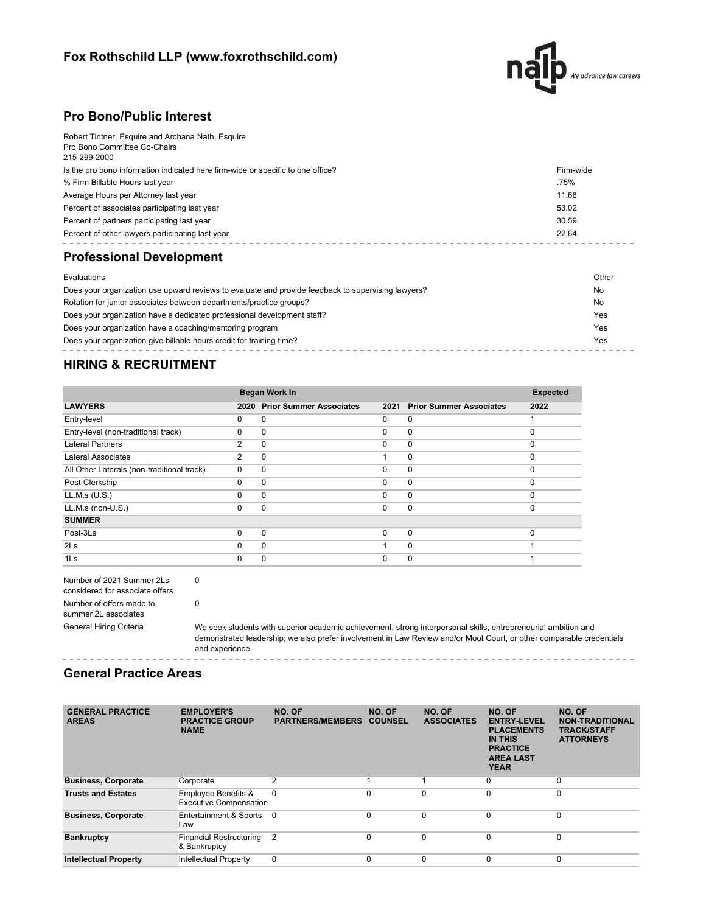## Fox Rothschild LLP (www.foxrothschild.com)

## Pro Bono/Public Interest

Robert Tintner, Esquire and Archana Nath, Esquire
Pro Bono Committee Co-Chairs
215-299-2000

| | |
|---|---|
| Is the pro bono information indicated here firm-wide or specific to one office? | Firm-wide |
| % Firm Billable Hours last year | .75% |
| Average Hours per Attorney last year | 11.68 |
| Percent of associates participating last year | 53.02 |
| Percent of partners participating last year | 30.59 |
| Percent of other lawyers participating last year | 22.64 |

## Professional Development

| | |
|---|---|
| Evaluations | Other |
| Does your organization use upward reviews to evaluate and provide feedback to supervising lawyers? | No |
| Rotation for junior associates between departments/practice groups? | No |
| Does your organization have a dedicated professional development staff? | Yes |
| Does your organization have a coaching/mentoring program | Yes |
| Does your organization give billable hours credit for training time? | Yes |

## HIRING & RECRUITMENT

| | Began Work In | | | | Expected |
|---|---|---|---|---|---|
| **LAWYERS** | **2020** | **Prior Summer Associates** | **2021** | **Prior Summer Associates** | **2022** |
| Entry-level | 0 | 0 | 0 | 0 | 1 |
| Entry-level (non-traditional track) | 0 | 0 | 0 | 0 | 0 |
| Lateral Partners | 2 | 0 | 0 | 0 | 0 |
| Lateral Associates | 2 | 0 | 1 | 0 | 0 |
| All Other Laterals (non-traditional track) | 0 | 0 | 0 | 0 | 0 |
| Post-Clerkship | 0 | 0 | 0 | 0 | 0 |
| LL.M.s (U.S.) | 0 | 0 | 0 | 0 | 0 |
| LL.M.s (non-U.S.) | 0 | 0 | 0 | 0 | 0 |
| **SUMMER** | | | | | |
| Post-3Ls | 0 | 0 | 0 | 0 | 0 |
| 2Ls | 0 | 0 | 1 | 0 | 1 |
| 1Ls | 0 | 0 | 0 | 0 | 1 |

| | |
|---|---|
| Number of 2021 Summer 2Ls considered for associate offers | 0 |
| Number of offers made to summer 2L associates | 0 |
| General Hiring Criteria | We seek students with superior academic achievement, strong interpersonal skills, entrepreneurial ambition and demonstrated leadership; we also prefer involvement in Law Review and/or Moot Court, or other comparable credentials and experience. |

## General Practice Areas

| GENERAL PRACTICE AREAS | EMPLOYER'S PRACTICE GROUP NAME | NO. OF PARTNERS/MEMBERS | NO. OF COUNSEL | NO. OF ASSOCIATES | NO. OF ENTRY-LEVEL PLACEMENTS IN THIS PRACTICE AREA LAST YEAR | NO. OF NON-TRADITIONAL TRACK/STAFF ATTORNEYS |
|---|---|---|---|---|---|---|
| **Business, Corporate** | Corporate | 2 | 1 | 1 | 0 | 0 |
| **Trusts and Estates** | Employee Benefits & Executive Compensation | 0 | 0 | 0 | 0 | 0 |
| **Business, Corporate** | Entertainment & Sports Law | 0 | 0 | 0 | 0 | 0 |
| **Bankruptcy** | Financial Restructuring & Bankruptcy | 2 | 0 | 0 | 0 | 0 |
| **Intellectual Property** | Intellectual Property | 0 | 0 | 0 | 0 | 0 |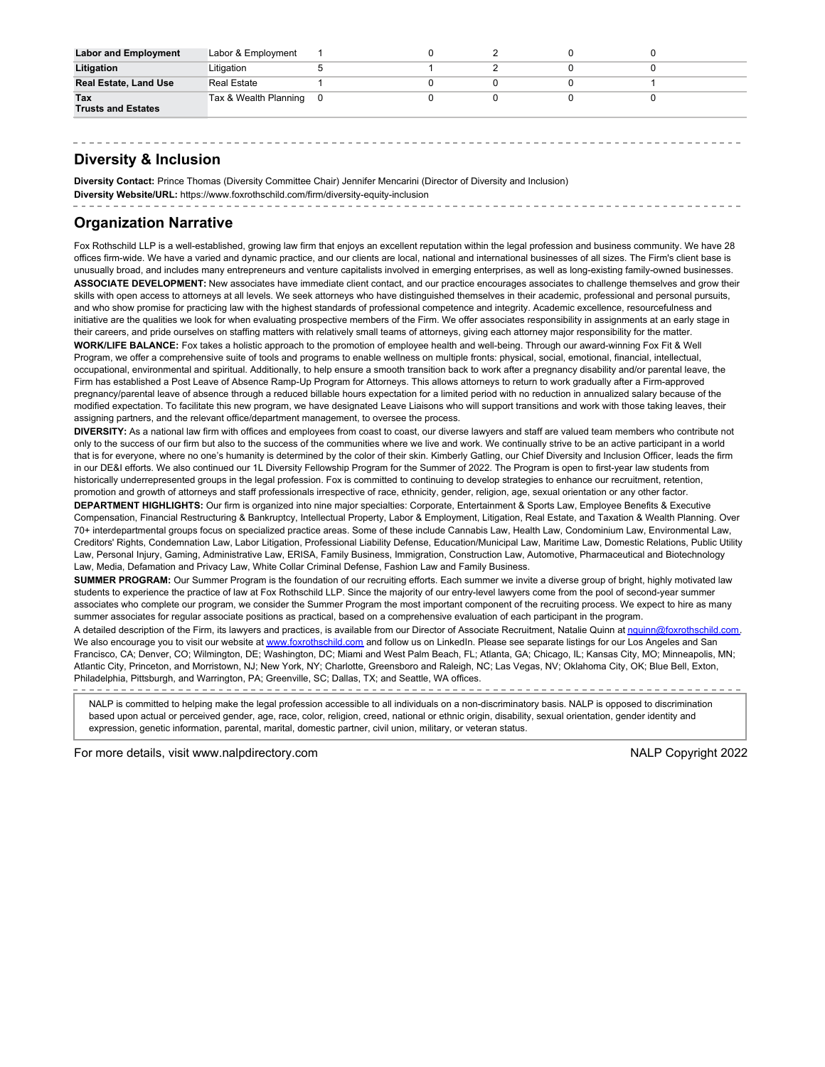| | | | | | | |
|---|---|---|---|---|---|---|
| **Labor and Employment** | Labor & Employment | 1 | 0 | 2 | 0 | 0 |
| **Litigation** | Litigation | 5 | 1 | 2 | 0 | 0 |
| **Real Estate, Land Use** | Real Estate | 1 | 0 | 0 | 0 | 1 |
| **Tax**<br>**Trusts and Estates** | Tax & Wealth Planning | 0 | 0 | 0 | 0 | 0 |

## Diversity & Inclusion

**Diversity Contact:** Prince Thomas (Diversity Committee Chair) Jennifer Mencarini (Director of Diversity and Inclusion)
**Diversity Website/URL:** https://www.foxrothschild.com/firm/diversity-equity-inclusion

## Organization Narrative

Fox Rothschild LLP is a well-established, growing law firm that enjoys an excellent reputation within the legal profession and business community. We have 28 offices firm-wide. We have a varied and dynamic practice, and our clients are local, national and international businesses of all sizes. The Firm's client base is unusually broad, and includes many entrepreneurs and venture capitalists involved in emerging enterprises, as well as long-existing family-owned businesses.

**ASSOCIATE DEVELOPMENT:** New associates have immediate client contact, and our practice encourages associates to challenge themselves and grow their skills with open access to attorneys at all levels. We seek attorneys who have distinguished themselves in their academic, professional and personal pursuits, and who show promise for practicing law with the highest standards of professional competence and integrity. Academic excellence, resourcefulness and initiative are the qualities we look for when evaluating prospective members of the Firm. We offer associates responsibility in assignments at an early stage in their careers, and pride ourselves on staffing matters with relatively small teams of attorneys, giving each attorney major responsibility for the matter.

**WORK/LIFE BALANCE:** Fox takes a holistic approach to the promotion of employee health and well-being. Through our award-winning Fox Fit & Well Program, we offer a comprehensive suite of tools and programs to enable wellness on multiple fronts: physical, social, emotional, financial, intellectual, occupational, environmental and spiritual. Additionally, to help ensure a smooth transition back to work after a pregnancy disability and/or parental leave, the Firm has established a Post Leave of Absence Ramp-Up Program for Attorneys. This allows attorneys to return to work gradually after a Firm-approved pregnancy/parental leave of absence through a reduced billable hours expectation for a limited period with no reduction in annualized salary because of the modified expectation. To facilitate this new program, we have designated Leave Liaisons who will support transitions and work with those taking leaves, their assigning partners, and the relevant office/department management, to oversee the process.

**DIVERSITY:** As a national law firm with offices and employees from coast to coast, our diverse lawyers and staff are valued team members who contribute not only to the success of our firm but also to the success of the communities where we live and work. We continually strive to be an active participant in a world that is for everyone, where no one's humanity is determined by the color of their skin. Kimberly Gatling, our Chief Diversity and Inclusion Officer, leads the firm in our DE&I efforts. We also continued our 1L Diversity Fellowship Program for the Summer of 2022. The Program is open to first-year law students from historically underrepresented groups in the legal profession. Fox is committed to continuing to develop strategies to enhance our recruitment, retention, promotion and growth of attorneys and staff professionals irrespective of race, ethnicity, gender, religion, age, sexual orientation or any other factor.

**DEPARTMENT HIGHLIGHTS:** Our firm is organized into nine major specialties: Corporate, Entertainment & Sports Law, Employee Benefits & Executive Compensation, Financial Restructuring & Bankruptcy, Intellectual Property, Labor & Employment, Litigation, Real Estate, and Taxation & Wealth Planning. Over 70+ interdepartmental groups focus on specialized practice areas. Some of these include Cannabis Law, Health Law, Condominium Law, Environmental Law, Creditors' Rights, Condemnation Law, Labor Litigation, Professional Liability Defense, Education/Municipal Law, Maritime Law, Domestic Relations, Public Utility Law, Personal Injury, Gaming, Administrative Law, ERISA, Family Business, Immigration, Construction Law, Automotive, Pharmaceutical and Biotechnology Law, Media, Defamation and Privacy Law, White Collar Criminal Defense, Fashion Law and Family Business.

**SUMMER PROGRAM:** Our Summer Program is the foundation of our recruiting efforts. Each summer we invite a diverse group of bright, highly motivated law students to experience the practice of law at Fox Rothschild LLP. Since the majority of our entry-level lawyers come from the pool of second-year summer associates who complete our program, we consider the Summer Program the most important component of the recruiting process. We expect to hire as many summer associates for regular associate positions as practical, based on a comprehensive evaluation of each participant in the program.

A detailed description of the Firm, its lawyers and practices, is available from our Director of Associate Recruitment, Natalie Quinn at nquinn@foxrothschild.com. We also encourage you to visit our website at www.foxrothschild.com and follow us on LinkedIn. Please see separate listings for our Los Angeles and San Francisco, CA; Denver, CO; Wilmington, DE; Washington, DC; Miami and West Palm Beach, FL; Atlanta, GA; Chicago, IL; Kansas City, MO; Minneapolis, MN; Atlantic City, Princeton, and Morristown, NJ; New York, NY; Charlotte, Greensboro and Raleigh, NC; Las Vegas, NV; Oklahoma City, OK; Blue Bell, Exton, Philadelphia, Pittsburgh, and Warrington, PA; Greenville, SC; Dallas, TX; and Seattle, WA offices.

NALP is committed to helping make the legal profession accessible to all individuals on a non-discriminatory basis. NALP is opposed to discrimination based upon actual or perceived gender, age, race, color, religion, creed, national or ethnic origin, disability, sexual orientation, gender identity and expression, genetic information, parental, marital, domestic partner, civil union, military, or veteran status.

For more details, visit www.nalpdirectory.com

NALP Copyright 2022